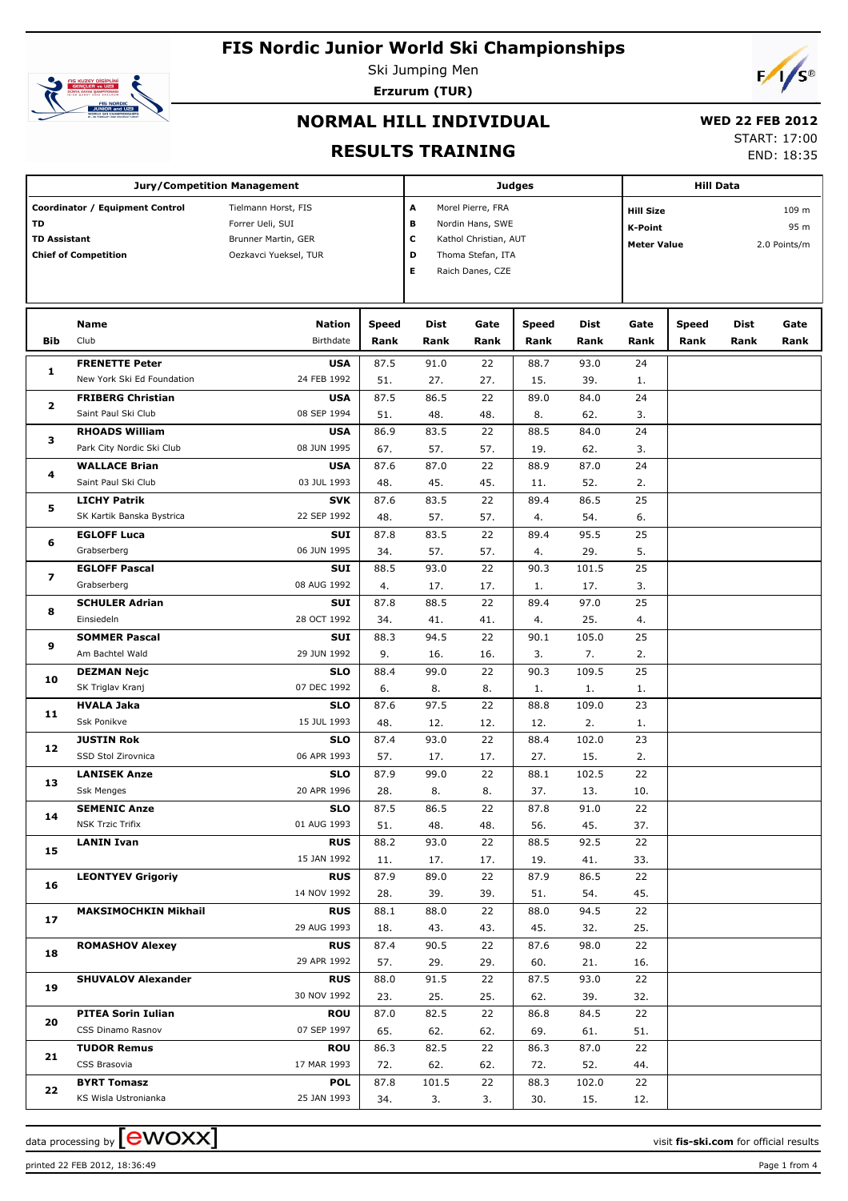# FIS Nordic Junior World Ski Championships

Ski Jumping Men

**Erzurum (TUR)**

## NORMAL HILL INDIVIDUAL

## RESULTS TRAINING

**WED 22 FEB 2012**

START: 17:00

END: 18:35

| Jury/Competition Management | | Judges | | Hill Data | |
|---|---|---|---|---|---|
| **Coordinator / Equipment Control** | Tielmann Horst, FIS | **A** | Morel Pierre, FRA | **Hill Size** | 109 m |
| **TD** | Forrer Ueli, SUI | **B** | Nordin Hans, SWE | **K-Point** | 95 m |
| **TD Assistant** | Brunner Martin, GER | **C** | Kathol Christian, AUT | **Meter Value** | 2.0 Points/m |
| **Chief of Competition** | Oezkavci Yueksel, TUR | **D** | Thoma Stefan, ITA | | |
| | | **E** | Raich Danes, CZE | | |

| Bib | Name / Club | Nation / Birthdate | Speed / Rank | Dist / Rank | Gate / Rank | Speed / Rank | Dist / Rank | Gate / Rank | Speed / Rank | Dist / Rank | Gate / Rank |
|---|---|---|---|---|---|---|---|---|---|---|---|
| 1 | **FRENETTE Peter** | **USA** | 87.5 | 91.0 | 22 | 88.7 | 93.0 | 24 | | | |
| | New York Ski Ed Foundation | 24 FEB 1992 | 51. | 27. | 27. | 15. | 39. | 1. | | | |
| 2 | **FRIBERG Christian** | **USA** | 87.5 | 86.5 | 22 | 89.0 | 84.0 | 24 | | | |
| | Saint Paul Ski Club | 08 SEP 1994 | 51. | 48. | 48. | 8. | 62. | 3. | | | |
| 3 | **RHOADS William** | **USA** | 86.9 | 83.5 | 22 | 88.5 | 84.0 | 24 | | | |
| | Park City Nordic Ski Club | 08 JUN 1995 | 67. | 57. | 57. | 19. | 62. | 3. | | | |
| 4 | **WALLACE Brian** | **USA** | 87.6 | 87.0 | 22 | 88.9 | 87.0 | 24 | | | |
| | Saint Paul Ski Club | 03 JUL 1993 | 48. | 45. | 45. | 11. | 52. | 2. | | | |
| 5 | **LICHY Patrik** | **SVK** | 87.6 | 83.5 | 22 | 89.4 | 86.5 | 25 | | | |
| | SK Kartik Banska Bystrica | 22 SEP 1992 | 48. | 57. | 57. | 4. | 54. | 6. | | | |
| 6 | **EGLOFF Luca** | **SUI** | 87.8 | 83.5 | 22 | 89.4 | 95.5 | 25 | | | |
| | Grabserberg | 06 JUN 1995 | 34. | 57. | 57. | 4. | 29. | 5. | | | |
| 7 | **EGLOFF Pascal** | **SUI** | 88.5 | 93.0 | 22 | 90.3 | 101.5 | 25 | | | |
| | Grabserberg | 08 AUG 1992 | 4. | 17. | 17. | 1. | 17. | 3. | | | |
| 8 | **SCHULER Adrian** | **SUI** | 87.8 | 88.5 | 22 | 89.4 | 97.0 | 25 | | | |
| | Einsiedeln | 28 OCT 1992 | 34. | 41. | 41. | 4. | 25. | 4. | | | |
| 9 | **SOMMER Pascal** | **SUI** | 88.3 | 94.5 | 22 | 90.1 | 105.0 | 25 | | | |
| | Am Bachtel Wald | 29 JUN 1992 | 9. | 16. | 16. | 3. | 7. | 2. | | | |
| 10 | **DEZMAN Nejc** | **SLO** | 88.4 | 99.0 | 22 | 90.3 | 109.5 | 25 | | | |
| | SK Triglav Kranj | 07 DEC 1992 | 6. | 8. | 8. | 1. | 1. | 1. | | | |
| 11 | **HVALA Jaka** | **SLO** | 87.6 | 97.5 | 22 | 88.8 | 109.0 | 23 | | | |
| | Ssk Ponikve | 15 JUL 1993 | 48. | 12. | 12. | 12. | 2. | 1. | | | |
| 12 | **JUSTIN Rok** | **SLO** | 87.4 | 93.0 | 22 | 88.4 | 102.0 | 23 | | | |
| | SSD Stol Zirovnica | 06 APR 1993 | 57. | 17. | 17. | 27. | 15. | 2. | | | |
| 13 | **LANISEK Anze** | **SLO** | 87.9 | 99.0 | 22 | 88.1 | 102.5 | 22 | | | |
| | Ssk Menges | 20 APR 1996 | 28. | 8. | 8. | 37. | 13. | 10. | | | |
| 14 | **SEMENIC Anze** | **SLO** | 87.5 | 86.5 | 22 | 87.8 | 91.0 | 22 | | | |
| | NSK Trzic Trifix | 01 AUG 1993 | 51. | 48. | 48. | 56. | 45. | 37. | | | |
| 15 | **LANIN Ivan** | **RUS** | 88.2 | 93.0 | 22 | 88.5 | 92.5 | 22 | | | |
| | | 15 JAN 1992 | 11. | 17. | 17. | 19. | 41. | 33. | | | |
| 16 | **LEONTYEV Grigoriy** | **RUS** | 87.9 | 89.0 | 22 | 87.9 | 86.5 | 22 | | | |
| | | 14 NOV 1992 | 28. | 39. | 39. | 51. | 54. | 45. | | | |
| 17 | **MAKSIMOCHKIN Mikhail** | **RUS** | 88.1 | 88.0 | 22 | 88.0 | 94.5 | 22 | | | |
| | | 29 AUG 1993 | 18. | 43. | 43. | 45. | 32. | 25. | | | |
| 18 | **ROMASHOV Alexey** | **RUS** | 87.4 | 90.5 | 22 | 87.6 | 98.0 | 22 | | | |
| | | 29 APR 1992 | 57. | 29. | 29. | 60. | 21. | 16. | | | |
| 19 | **SHUVALOV Alexander** | **RUS** | 88.0 | 91.5 | 22 | 87.5 | 93.0 | 22 | | | |
| | | 30 NOV 1992 | 23. | 25. | 25. | 62. | 39. | 32. | | | |
| 20 | **PITEA Sorin Iulian** | **ROU** | 87.0 | 82.5 | 22 | 86.8 | 84.5 | 22 | | | |
| | CSS Dinamo Rasnov | 07 SEP 1997 | 65. | 62. | 62. | 69. | 61. | 51. | | | |
| 21 | **TUDOR Remus** | **ROU** | 86.3 | 82.5 | 22 | 86.3 | 87.0 | 22 | | | |
| | CSS Brasovia | 17 MAR 1993 | 72. | 62. | 62. | 72. | 52. | 44. | | | |
| 22 | **BYRT Tomasz** | **POL** | 87.8 | 101.5 | 22 | 88.3 | 102.0 | 22 | | | |
| | KS Wisla Ustronianka | 25 JAN 1993 | 34. | 3. | 3. | 30. | 15. | 12. | | | |

data processing by ewoxx — visit **fis-ski.com** for official results

printed 22 FEB 2012, 18:36:49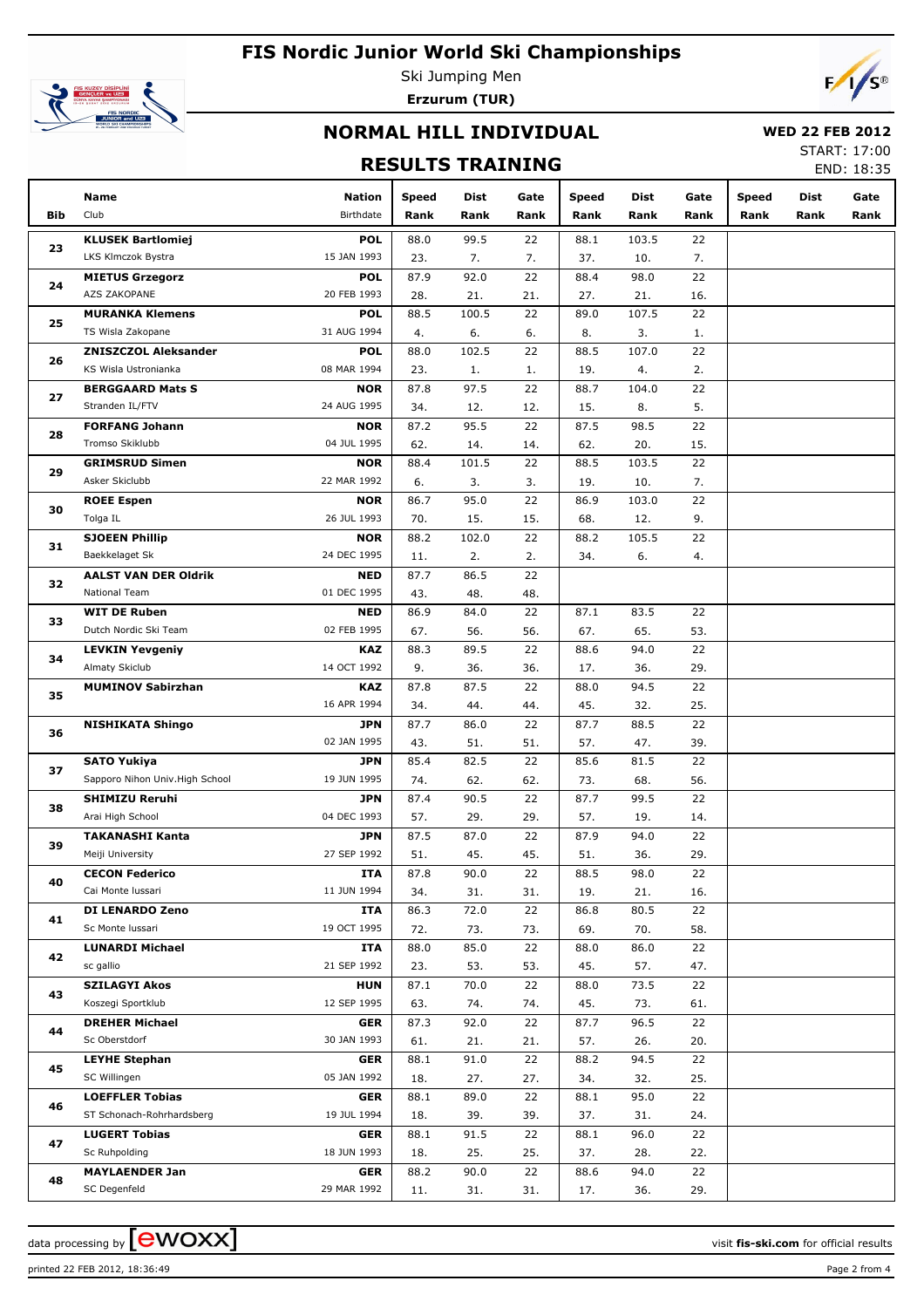# FIS Nordic Junior World Ski Championships

Ski Jumping Men

**Erzurum (TUR)**

## NORMAL HILL INDIVIDUAL

**WED 22 FEB 2012**

START: 17:00

END: 18:35

## RESULTS TRAINING

| Bib | Name / Club | Nation / Birthdate | Speed Rank | Dist Rank | Gate Rank | Speed Rank | Dist Rank | Gate Rank | Speed Rank | Dist Rank | Gate Rank |
|---|---|---|---|---|---|---|---|---|---|---|---|
| 23 | **KLUSEK Bartlomiej** | **POL** | 88.0 | 99.5 | 22 | 88.1 | 103.5 | 22 | | | |
| | LKS Klmczok Bystra | 15 JAN 1993 | 23. | 7. | 7. | 37. | 10. | 7. | | | |
| 24 | **MIETUS Grzegorz** | **POL** | 87.9 | 92.0 | 22 | 88.4 | 98.0 | 22 | | | |
| | AZS ZAKOPANE | 20 FEB 1993 | 28. | 21. | 21. | 27. | 21. | 16. | | | |
| 25 | **MURANKA Klemens** | **POL** | 88.5 | 100.5 | 22 | 89.0 | 107.5 | 22 | | | |
| | TS Wisla Zakopane | 31 AUG 1994 | 4. | 6. | 6. | 8. | 3. | 1. | | | |
| 26 | **ZNISZCZOL Aleksander** | **POL** | 88.0 | 102.5 | 22 | 88.5 | 107.0 | 22 | | | |
| | KS Wisla Ustronianka | 08 MAR 1994 | 23. | 1. | 1. | 19. | 4. | 2. | | | |
| 27 | **BERGGAARD Mats S** | **NOR** | 87.8 | 97.5 | 22 | 88.7 | 104.0 | 22 | | | |
| | Stranden IL/FTV | 24 AUG 1995 | 34. | 12. | 12. | 15. | 8. | 5. | | | |
| 28 | **FORFANG Johann** | **NOR** | 87.2 | 95.5 | 22 | 87.5 | 98.5 | 22 | | | |
| | Tromso Skiklubb | 04 JUL 1995 | 62. | 14. | 14. | 62. | 20. | 15. | | | |
| 29 | **GRIMSRUD Simen** | **NOR** | 88.4 | 101.5 | 22 | 88.5 | 103.5 | 22 | | | |
| | Asker Skiclubb | 22 MAR 1992 | 6. | 3. | 3. | 19. | 10. | 7. | | | |
| 30 | **ROEE Espen** | **NOR** | 86.7 | 95.0 | 22 | 86.9 | 103.0 | 22 | | | |
| | Tolga IL | 26 JUL 1993 | 70. | 15. | 15. | 68. | 12. | 9. | | | |
| 31 | **SJOEEN Phillip** | **NOR** | 88.2 | 102.0 | 22 | 88.2 | 105.5 | 22 | | | |
| | Baekkelaget Sk | 24 DEC 1995 | 11. | 2. | 2. | 34. | 6. | 4. | | | |
| 32 | **AALST VAN DER Oldrik** | **NED** | 87.7 | 86.5 | 22 | | | | | | |
| | National Team | 01 DEC 1995 | 43. | 48. | 48. | | | | | | |
| 33 | **WIT DE Ruben** | **NED** | 86.9 | 84.0 | 22 | 87.1 | 83.5 | 22 | | | |
| | Dutch Nordic Ski Team | 02 FEB 1995 | 67. | 56. | 56. | 67. | 65. | 53. | | | |
| 34 | **LEVKIN Yevgeniy** | **KAZ** | 88.3 | 89.5 | 22 | 88.6 | 94.0 | 22 | | | |
| | Almaty Skiclub | 14 OCT 1992 | 9. | 36. | 36. | 17. | 36. | 29. | | | |
| 35 | **MUMINOV Sabirzhan** | **KAZ** | 87.8 | 87.5 | 22 | 88.0 | 94.5 | 22 | | | |
| | | 16 APR 1994 | 34. | 44. | 44. | 45. | 32. | 25. | | | |
| 36 | **NISHIKATA Shingo** | **JPN** | 87.7 | 86.0 | 22 | 87.7 | 88.5 | 22 | | | |
| | | 02 JAN 1995 | 43. | 51. | 51. | 57. | 47. | 39. | | | |
| 37 | **SATO Yukiya** | **JPN** | 85.4 | 82.5 | 22 | 85.6 | 81.5 | 22 | | | |
| | Sapporo Nihon Univ.High School | 19 JUN 1995 | 74. | 62. | 62. | 73. | 68. | 56. | | | |
| 38 | **SHIMIZU Reruhi** | **JPN** | 87.4 | 90.5 | 22 | 87.7 | 99.5 | 22 | | | |
| | Arai High School | 04 DEC 1993 | 57. | 29. | 29. | 57. | 19. | 14. | | | |
| 39 | **TAKANASHI Kanta** | **JPN** | 87.5 | 87.0 | 22 | 87.9 | 94.0 | 22 | | | |
| | Meiji University | 27 SEP 1992 | 51. | 45. | 45. | 51. | 36. | 29. | | | |
| 40 | **CECON Federico** | **ITA** | 87.8 | 90.0 | 22 | 88.5 | 98.0 | 22 | | | |
| | Cai Monte Iussari | 11 JUN 1994 | 34. | 31. | 31. | 19. | 21. | 16. | | | |
| 41 | **DI LENARDO Zeno** | **ITA** | 86.3 | 72.0 | 22 | 86.8 | 80.5 | 22 | | | |
| | Sc Monte Iussari | 19 OCT 1995 | 72. | 73. | 73. | 69. | 70. | 58. | | | |
| 42 | **LUNARDI Michael** | **ITA** | 88.0 | 85.0 | 22 | 88.0 | 86.0 | 22 | | | |
| | sc gallio | 21 SEP 1992 | 23. | 53. | 53. | 45. | 57. | 47. | | | |
| 43 | **SZILAGYI Akos** | **HUN** | 87.1 | 70.0 | 22 | 88.0 | 73.5 | 22 | | | |
| | Koszegi Sportklub | 12 SEP 1995 | 63. | 74. | 74. | 45. | 73. | 61. | | | |
| 44 | **DREHER Michael** | **GER** | 87.3 | 92.0 | 22 | 87.7 | 96.5 | 22 | | | |
| | Sc Oberstdorf | 30 JAN 1993 | 61. | 21. | 21. | 57. | 26. | 20. | | | |
| 45 | **LEYHE Stephan** | **GER** | 88.1 | 91.0 | 22 | 88.2 | 94.5 | 22 | | | |
| | SC Willingen | 05 JAN 1992 | 18. | 27. | 27. | 34. | 32. | 25. | | | |
| 46 | **LOEFFLER Tobias** | **GER** | 88.1 | 89.0 | 22 | 88.1 | 95.0 | 22 | | | |
| | ST Schonach-Rohrhardsberg | 19 JUL 1994 | 18. | 39. | 39. | 37. | 31. | 24. | | | |
| 47 | **LUGERT Tobias** | **GER** | 88.1 | 91.5 | 22 | 88.1 | 96.0 | 22 | | | |
| | Sc Ruhpolding | 18 JUN 1993 | 18. | 25. | 25. | 37. | 28. | 22. | | | |
| 48 | **MAYLAENDER Jan** | **GER** | 88.2 | 90.0 | 22 | 88.6 | 94.0 | 22 | | | |
| | SC Degenfeld | 29 MAR 1992 | 11. | 31. | 31. | 17. | 36. | 29. | | | |

data processing by ewoxx — visit fis-ski.com for official results

printed 22 FEB 2012, 18:36:49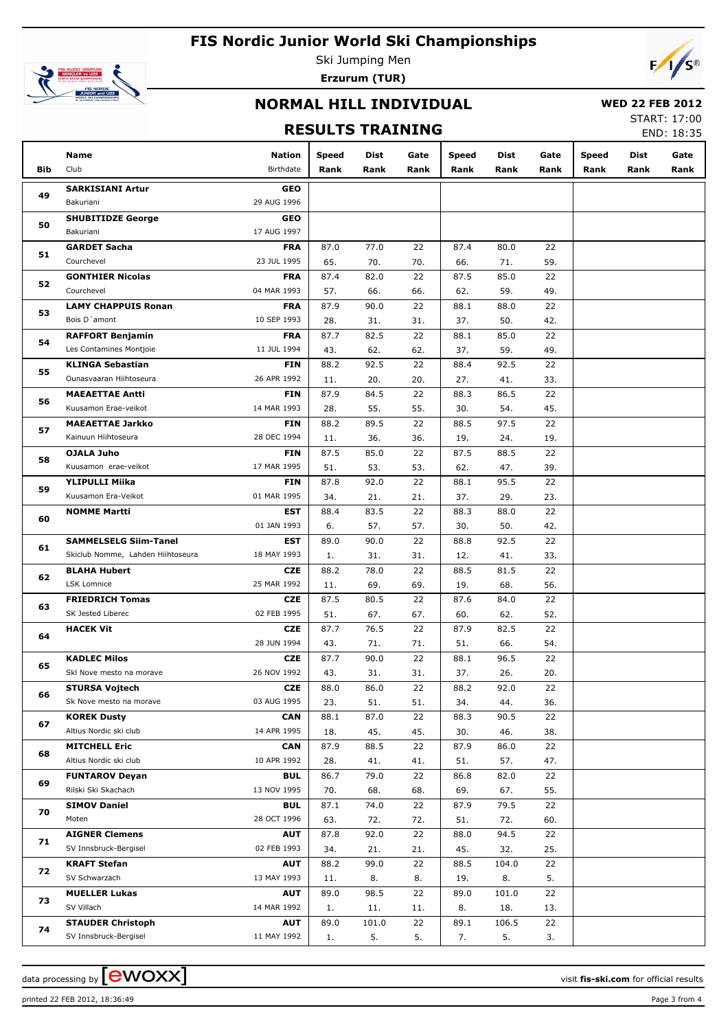# FIS Nordic Junior World Ski Championships

Ski Jumping Men

**Erzurum (TUR)**

## NORMAL HILL INDIVIDUAL

**WED 22 FEB 2012**

START: 17:00

END: 18:35

## RESULTS TRAINING

| Bib | Name / Club | Nation / Birthdate | Speed / Rank | Dist / Rank | Gate / Rank | Speed / Rank | Dist / Rank | Gate / Rank | Speed / Rank | Dist / Rank | Gate / Rank |
|---|---|---|---|---|---|---|---|---|---|---|---|
| 49 | **SARKISIANI Artur** | **GEO** | | | | | | | | | |
| | Bakuriani | 29 AUG 1996 | | | | | | | | | |
| 50 | **SHUBITIDZE George** | **GEO** | | | | | | | | | |
| | Bakuriani | 17 AUG 1997 | | | | | | | | | |
| 51 | **GARDET Sacha** | **FRA** | 87.0 | 77.0 | 22 | 87.4 | 80.0 | 22 | | | |
| | Courchevel | 23 JUL 1995 | 65. | 70. | 70. | 66. | 71. | 59. | | | |
| 52 | **GONTHIER Nicolas** | **FRA** | 87.4 | 82.0 | 22 | 87.5 | 85.0 | 22 | | | |
| | Courchevel | 04 MAR 1993 | 57. | 66. | 66. | 62. | 59. | 49. | | | |
| 53 | **LAMY CHAPPUIS Ronan** | **FRA** | 87.9 | 90.0 | 22 | 88.1 | 88.0 | 22 | | | |
| | Bois D´amont | 10 SEP 1993 | 28. | 31. | 31. | 37. | 50. | 42. | | | |
| 54 | **RAFFORT Benjamin** | **FRA** | 87.7 | 82.5 | 22 | 88.1 | 85.0 | 22 | | | |
| | Les Contamines Montjoie | 11 JUL 1994 | 43. | 62. | 62. | 37. | 59. | 49. | | | |
| 55 | **KLINGA Sebastian** | **FIN** | 88.2 | 92.5 | 22 | 88.4 | 92.5 | 22 | | | |
| | Ounasvaaran Hiihtoseura | 26 APR 1992 | 11. | 20. | 20. | 27. | 41. | 33. | | | |
| 56 | **MAEAETTAE Antti** | **FIN** | 87.9 | 84.5 | 22 | 88.3 | 86.5 | 22 | | | |
| | Kuusamon Erae-veikot | 14 MAR 1993 | 28. | 55. | 55. | 30. | 54. | 45. | | | |
| 57 | **MAEAETTAE Jarkko** | **FIN** | 88.2 | 89.5 | 22 | 88.5 | 97.5 | 22 | | | |
| | Kainuun Hiihtoseura | 28 DEC 1994 | 11. | 36. | 36. | 19. | 24. | 19. | | | |
| 58 | **OJALA Juho** | **FIN** | 87.5 | 85.0 | 22 | 87.5 | 88.5 | 22 | | | |
| | Kuusamon erae-veikot | 17 MAR 1995 | 51. | 53. | 53. | 62. | 47. | 39. | | | |
| 59 | **YLIPULLI Miika** | **FIN** | 87.8 | 92.0 | 22 | 88.1 | 95.5 | 22 | | | |
| | Kuusamon Era-Veikot | 01 MAR 1995 | 34. | 21. | 21. | 37. | 29. | 23. | | | |
| 60 | **NOMME Martti** | **EST** | 88.4 | 83.5 | 22 | 88.3 | 88.0 | 22 | | | |
| | | 01 JAN 1993 | 6. | 57. | 57. | 30. | 50. | 42. | | | |
| 61 | **SAMMELSELG Siim-Tanel** | **EST** | 89.0 | 90.0 | 22 | 88.8 | 92.5 | 22 | | | |
| | Skiclub Nomme, Lahden Hiihtoseura | 18 MAY 1993 | 1. | 31. | 31. | 12. | 41. | 33. | | | |
| 62 | **BLAHA Hubert** | **CZE** | 88.2 | 78.0 | 22 | 88.5 | 81.5 | 22 | | | |
| | LSK Lomnice | 25 MAR 1992 | 11. | 69. | 69. | 19. | 68. | 56. | | | |
| 63 | **FRIEDRICH Tomas** | **CZE** | 87.5 | 80.5 | 22 | 87.6 | 84.0 | 22 | | | |
| | SK Jested Liberec | 02 FEB 1995 | 51. | 67. | 67. | 60. | 62. | 52. | | | |
| 64 | **HACEK Vit** | **CZE** | 87.7 | 76.5 | 22 | 87.9 | 82.5 | 22 | | | |
| | | 28 JUN 1994 | 43. | 71. | 71. | 51. | 66. | 54. | | | |
| 65 | **KADLEC Milos** | **CZE** | 87.7 | 90.0 | 22 | 88.1 | 96.5 | 22 | | | |
| | Skl Nove mesto na morave | 26 NOV 1992 | 43. | 31. | 31. | 37. | 26. | 20. | | | |
| 66 | **STURSA Vojtech** | **CZE** | 88.0 | 86.0 | 22 | 88.2 | 92.0 | 22 | | | |
| | Sk Nove mesto na morave | 03 AUG 1995 | 23. | 51. | 51. | 34. | 44. | 36. | | | |
| 67 | **KOREK Dusty** | **CAN** | 88.1 | 87.0 | 22 | 88.3 | 90.5 | 22 | | | |
| | Altius Nordic ski club | 14 APR 1995 | 18. | 45. | 45. | 30. | 46. | 38. | | | |
| 68 | **MITCHELL Eric** | **CAN** | 87.9 | 88.5 | 22 | 87.9 | 86.0 | 22 | | | |
| | Altius Nordic ski club | 10 APR 1992 | 28. | 41. | 41. | 51. | 57. | 47. | | | |
| 69 | **FUNTAROV Deyan** | **BUL** | 86.7 | 79.0 | 22 | 86.8 | 82.0 | 22 | | | |
| | Rilski Ski Skachach | 13 NOV 1995 | 70. | 68. | 68. | 69. | 67. | 55. | | | |
| 70 | **SIMOV Daniel** | **BUL** | 87.1 | 74.0 | 22 | 87.9 | 79.5 | 22 | | | |
| | Moten | 28 OCT 1996 | 63. | 72. | 72. | 51. | 72. | 60. | | | |
| 71 | **AIGNER Clemens** | **AUT** | 87.8 | 92.0 | 22 | 88.0 | 94.5 | 22 | | | |
| | SV Innsbruck-Bergisel | 02 FEB 1993 | 34. | 21. | 21. | 45. | 32. | 25. | | | |
| 72 | **KRAFT Stefan** | **AUT** | 88.2 | 99.0 | 22 | 88.5 | 104.0 | 22 | | | |
| | SV Schwarzach | 13 MAY 1993 | 11. | 8. | 8. | 19. | 8. | 5. | | | |
| 73 | **MUELLER Lukas** | **AUT** | 89.0 | 98.5 | 22 | 89.0 | 101.0 | 22 | | | |
| | SV Villach | 14 MAR 1992 | 1. | 11. | 11. | 8. | 18. | 13. | | | |
| 74 | **STAUDER Christoph** | **AUT** | 89.0 | 101.0 | 22 | 89.1 | 106.5 | 22 | | | |
| | SV Innsbruck-Bergisel | 11 MAY 1992 | 1. | 5. | 5. | 7. | 5. | 3. | | | |

data processing by ewoxx — visit **fis-ski.com** for official results

printed 22 FEB 2012, 18:36:49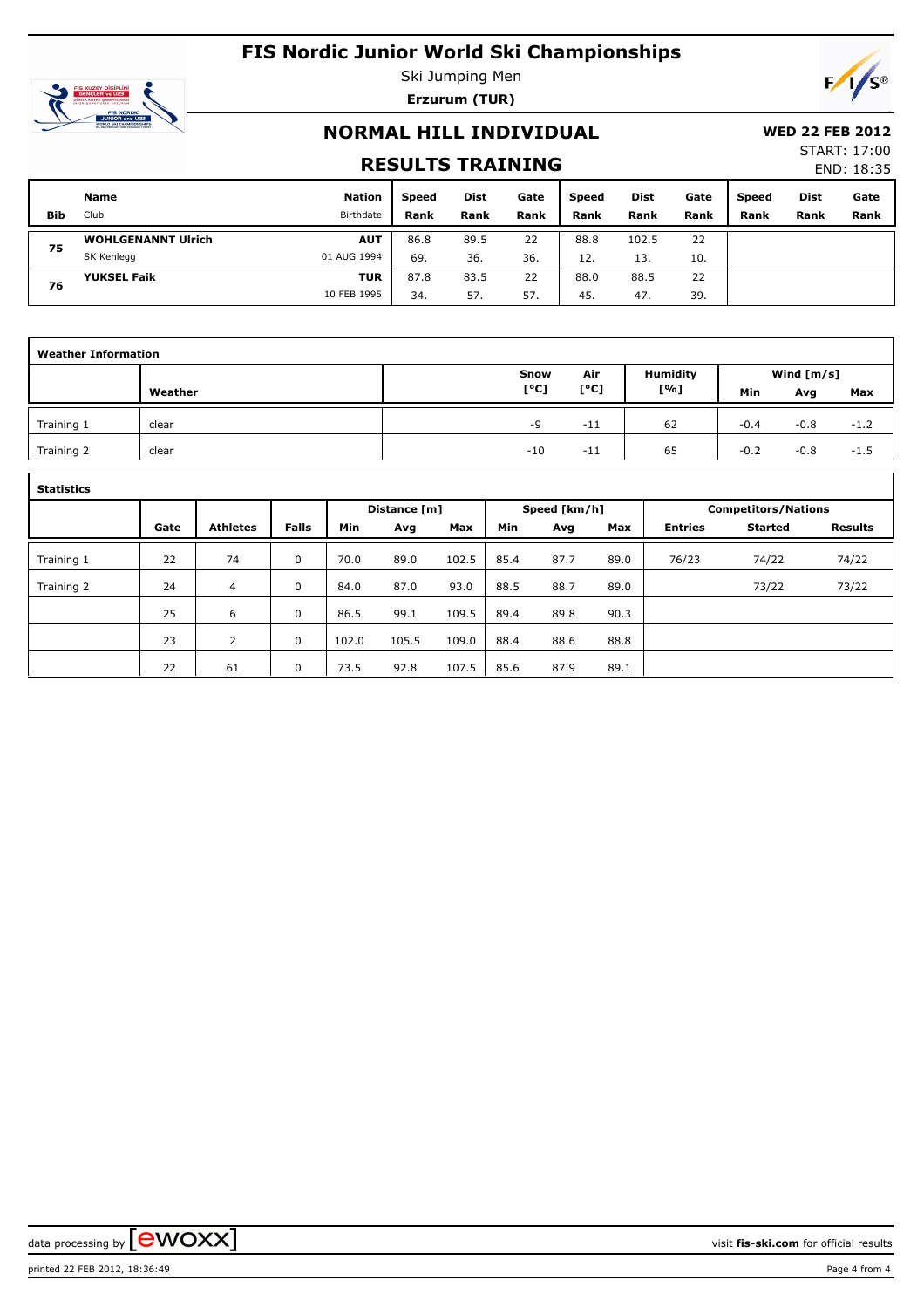# FIS Nordic Junior World Ski Championships

Ski Jumping Men

**Erzurum (TUR)**

## NORMAL HILL INDIVIDUAL

**WED 22 FEB 2012**

START: 17:00

END: 18:35

## RESULTS TRAINING

| Bib | Name / Club | Nation / Birthdate | Speed / Rank | Dist / Rank | Gate / Rank | Speed / Rank | Dist / Rank | Gate / Rank | Speed / Rank | Dist / Rank | Gate / Rank |
|---|---|---|---|---|---|---|---|---|---|---|---|
| 75 | **WOHLGENANNT Ulrich** | **AUT** | 86.8 | 89.5 | 22 | 88.8 | 102.5 | 22 | | | |
| | SK Kehlegg | 01 AUG 1994 | 69. | 36. | 36. | 12. | 13. | 10. | | | |
| 76 | **YUKSEL Faik** | **TUR** | 87.8 | 83.5 | 22 | 88.0 | 88.5 | 22 | | | |
| | | 10 FEB 1995 | 34. | 57. | 57. | 45. | 47. | 39. | | | |

**Weather Information**

| | Weather | Snow [°C] | Air [°C] | Humidity [%] | Wind [m/s] Min | Avg | Max |
|---|---|---|---|---|---|---|---|
| Training 1 | clear | -9 | -11 | 62 | -0.4 | -0.8 | -1.2 |
| Training 2 | clear | -10 | -11 | 65 | -0.2 | -0.8 | -1.5 |

**Statistics**

| | Gate | Athletes | Falls | Distance [m] Min | Avg | Max | Speed [km/h] Min | Avg | Max | Competitors/Nations Entries | Started | Results |
|---|---|---|---|---|---|---|---|---|---|---|---|---|
| Training 1 | 22 | 74 | 0 | 70.0 | 89.0 | 102.5 | 85.4 | 87.7 | 89.0 | 76/23 | 74/22 | 74/22 |
| Training 2 | 24 | 4 | 0 | 84.0 | 87.0 | 93.0 | 88.5 | 88.7 | 89.0 | | 73/22 | 73/22 |
| | 25 | 6 | 0 | 86.5 | 99.1 | 109.5 | 89.4 | 89.8 | 90.3 | | | |
| | 23 | 2 | 0 | 102.0 | 105.5 | 109.0 | 88.4 | 88.6 | 88.8 | | | |
| | 22 | 61 | 0 | 73.5 | 92.8 | 107.5 | 85.6 | 87.9 | 89.1 | | | |

data processing by ewoxx

visit **fis-ski.com** for official results

printed 22 FEB 2012, 18:36:49